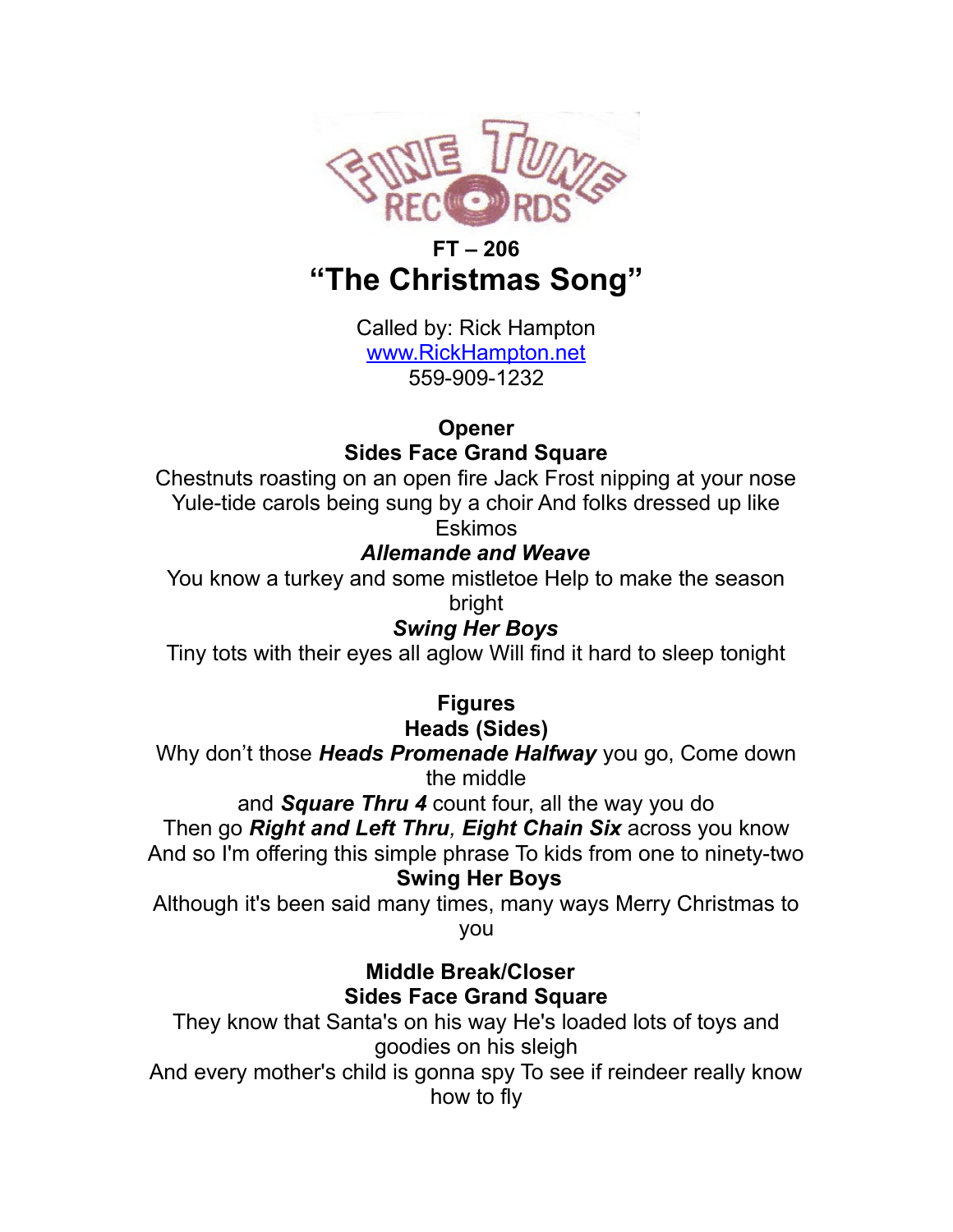FINE TUNE RECORDS

## FT – 206

# "The Christmas Song"

Called by: Rick Hampton
www.RickHampton.net
559-909-1232

### Opener

**Sides Face Grand Square**

Chestnuts roasting on an open fire Jack Frost nipping at your nose
Yule-tide carols being sung by a choir And folks dressed up like Eskimos

***Allemande and Weave***

You know a turkey and some mistletoe Help to make the season bright

***Swing Her Boys***

Tiny tots with their eyes all aglow Will find it hard to sleep tonight

### Figures

**Heads (Sides)**

Why don't those ***Heads Promenade Halfway*** you go, Come down the middle
and ***Square Thru 4*** count four, all the way you do
Then go ***Right and Left Thru***, ***Eight Chain Six*** across you know
And so I'm offering this simple phrase To kids from one to ninety-two

**Swing Her Boys**

Although it's been said many times, many ways Merry Christmas to you

### Middle Break/Closer

**Sides Face Grand Square**

They know that Santa's on his way He's loaded lots of toys and goodies on his sleigh
And every mother's child is gonna spy To see if reindeer really know how to fly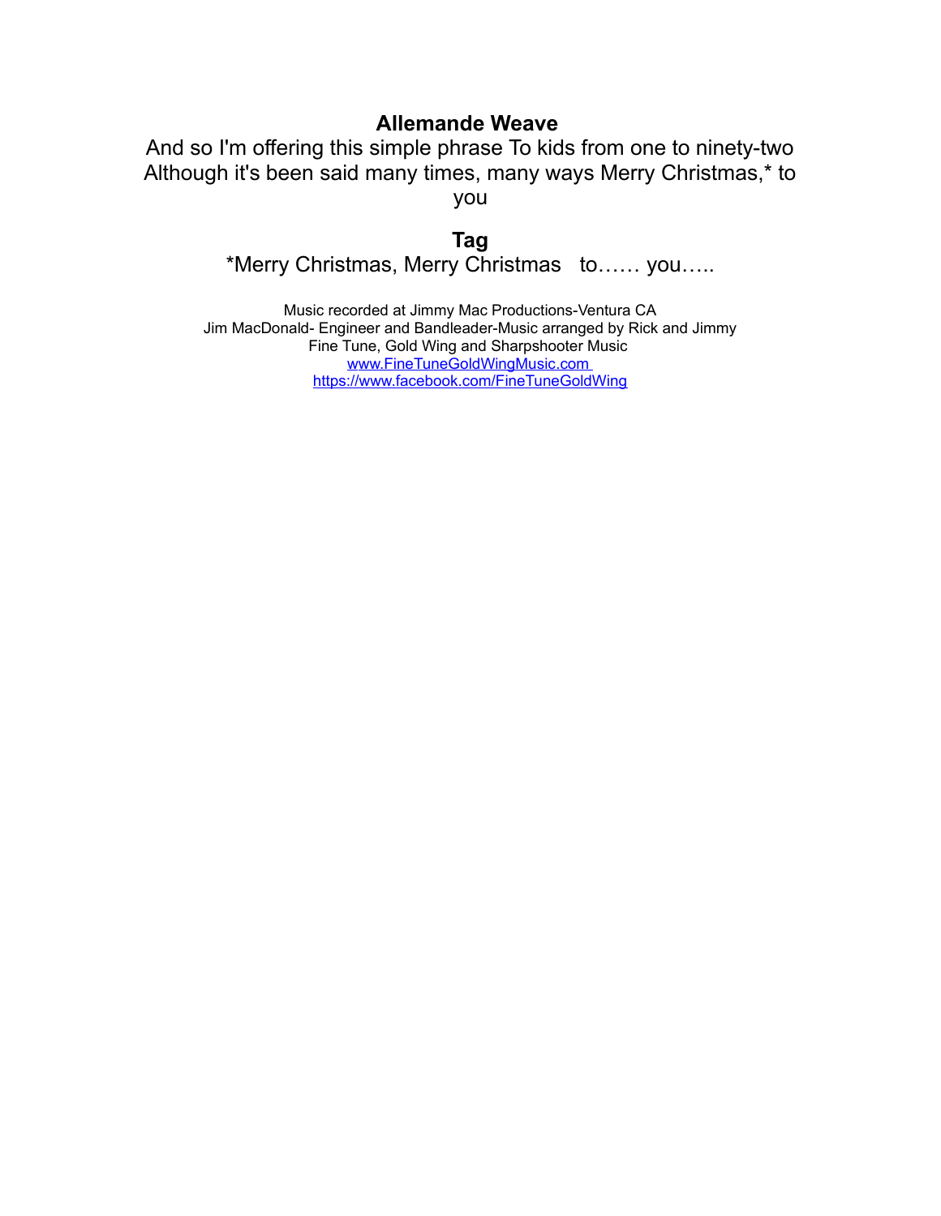## Allemande Weave

And so I'm offering this simple phrase To kids from one to ninety-two
Although it's been said many times, many ways Merry Christmas,* to you

## Tag

*Merry Christmas, Merry Christmas to…… you…..

Music recorded at Jimmy Mac Productions-Ventura CA
Jim MacDonald- Engineer and Bandleader-Music arranged by Rick and Jimmy
Fine Tune, Gold Wing and Sharpshooter Music
www.FineTuneGoldWingMusic.com
https://www.facebook.com/FineTuneGoldWing